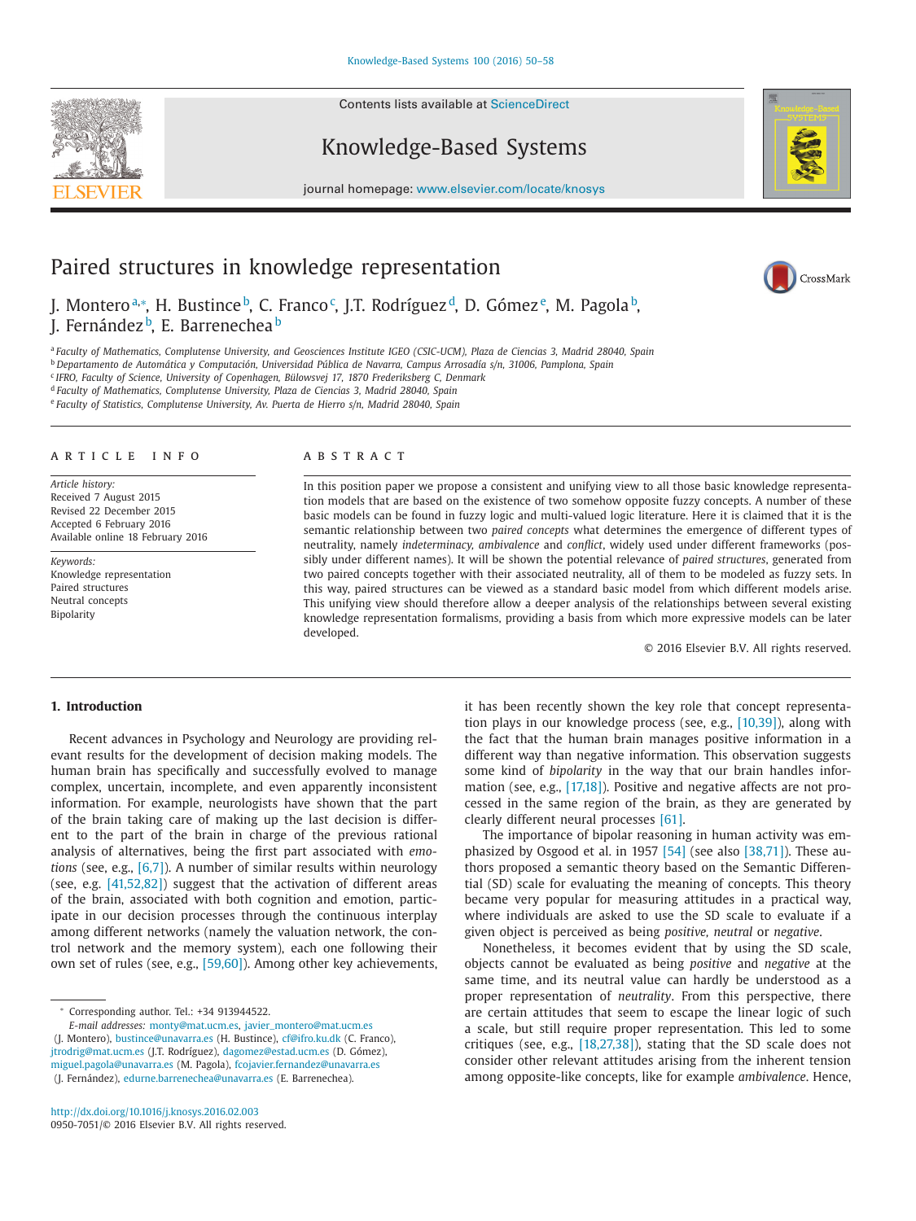# Paired structures in knowledge representation

J. Montero [a,*], H. Bustince [b], C. Franco [c], J.T. Rodríguez [d], D. Gómez [e], M. Pagola [b], J. Fernández [b], E. Barrenechea [b]

[a] Faculty of Mathematics, Complutense University, and Geosciences Institute IGEO (CSIC-UCM), Plaza de Ciencias 3, Madrid 28040, Spain
[b] Departamento de Automática y Computación, Universidad Pública de Navarra, Campus Arrosadía s/n, 31006, Pamplona, Spain
[c] IFRO, Faculty of Science, University of Copenhagen, Bülowsvej 17, 1870 Frederiksberg C, Denmark
[d] Faculty of Mathematics, Complutense University, Plaza de Ciencias 3, Madrid 28040, Spain
[e] Faculty of Statistics, Complutense University, Av. Puerta de Hierro s/n, Madrid 28040, Spain

**ARTICLE INFO**

*Article history:*
Received 7 August 2015
Revised 22 December 2015
Accepted 6 February 2016
Available online 18 February 2016

*Keywords:*
Knowledge representation
Paired structures
Neutral concepts
Bipolarity

**ABSTRACT**

In this position paper we propose a consistent and unifying view to all those basic knowledge representation models that are based on the existence of two somehow opposite fuzzy concepts. A number of these basic models can be found in fuzzy logic and multi-valued logic literature. Here it is claimed that it is the semantic relationship between two *paired concepts* what determines the emergence of different types of neutrality, namely *indeterminacy, ambivalence* and *conflict*, widely used under different frameworks (possibly under different names). It will be shown the potential relevance of *paired structures*, generated from two paired concepts together with their associated neutrality, all of them to be modeled as fuzzy sets. In this way, paired structures can be viewed as a standard basic model from which different models arise. This unifying view should therefore allow a deeper analysis of the relationships between several existing knowledge representation formalisms, providing a basis from which more expressive models can be later developed.

© 2016 Elsevier B.V. All rights reserved.

## 1. Introduction

Recent advances in Psychology and Neurology are providing relevant results for the development of decision making models. The human brain has specifically and successfully evolved to manage complex, uncertain, incomplete, and even apparently inconsistent information. For example, neurologists have shown that the part of the brain taking care of making up the last decision is different to the part of the brain in charge of the previous rational analysis of alternatives, being the first part associated with *emotions* (see, e.g., [6,7]). A number of similar results within neurology (see, e.g. [41,52,82]) suggest that the activation of different areas of the brain, associated with both cognition and emotion, participate in our decision processes through the continuous interplay among different networks (namely the valuation network, the control network and the memory system), each one following their own set of rules (see, e.g., [59,60]). Among other key achievements, it has been recently shown the key role that concept representation plays in our knowledge process (see, e.g., [10,39]), along with the fact that the human brain manages positive information in a different way than negative information. This observation suggests some kind of *bipolarity* in the way that our brain handles information (see, e.g., [17,18]). Positive and negative affects are not processed in the same region of the brain, as they are generated by clearly different neural processes [61].

The importance of bipolar reasoning in human activity was emphasized by Osgood et al. in 1957 [54] (see also [38,71]). These authors proposed a semantic theory based on the Semantic Differential (SD) scale for evaluating the meaning of concepts. This theory became very popular for measuring attitudes in a practical way, where individuals are asked to use the SD scale to evaluate if a given object is perceived as being *positive, neutral* or *negative*.

Nonetheless, it becomes evident that by using the SD scale, objects cannot be evaluated as being *positive* and *negative* at the same time, and its neutral value can hardly be understood as a proper representation of *neutrality*. From this perspective, there are certain attitudes that seem to escape the linear logic of such a scale, but still require proper representation. This led to some critiques (see, e.g., [18,27,38]), stating that the SD scale does not consider other relevant attitudes arising from the inherent tension among opposite-like concepts, like for example *ambivalence*. Hence,

* Corresponding author. Tel.: +34 913944522.
*E-mail addresses:* monty@mat.ucm.es, javier_montero@mat.ucm.es (J. Montero), bustince@unavarra.es (H. Bustince), cf@ifro.ku.dk (C. Franco), jtrodrig@mat.ucm.es (J.T. Rodríguez), dagomez@estad.ucm.es (D. Gómez), miguel.pagola@unavarra.es (M. Pagola), fcojavier.fernandez@unavarra.es (J. Fernández), edurne.barrenechea@unavarra.es (E. Barrenechea).

http://dx.doi.org/10.1016/j.knosys.2016.02.003
0950-7051/© 2016 Elsevier B.V. All rights reserved.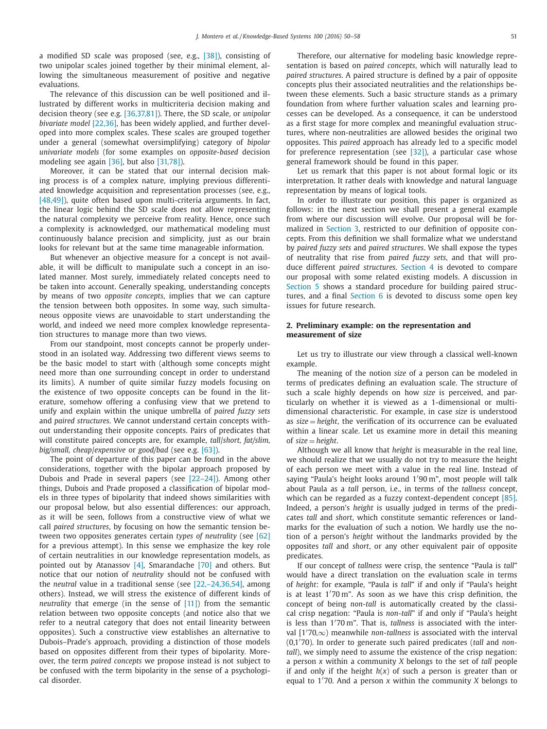a modified SD scale was proposed (see, e.g., [38]), consisting of two unipolar scales joined together by their minimal element, allowing the simultaneous measurement of positive and negative evaluations.

The relevance of this discussion can be well positioned and illustrated by different works in multicriteria decision making and decision theory (see e.g. [36,37,81]). There, the SD scale, or *unipolar bivariate model* [22,36], has been widely applied, and further developed into more complex scales. These scales are grouped together under a general (somewhat oversimplifying) category of *bipolar univariate models* (for some examples on *opposite-based* decision modeling see again [36], but also [31,78]).

Moreover, it can be stated that our internal decision making process is of a complex nature, implying previous differentiated knowledge acquisition and representation processes (see, e.g., [48,49]), quite often based upon multi-criteria arguments. In fact, the linear logic behind the SD scale does not allow representing the natural complexity we perceive from reality. Hence, once such a complexity is acknowledged, our mathematical modeling must continuously balance precision and simplicity, just as our brain looks for relevant but at the same time manageable information.

But whenever an objective measure for a concept is not available, it will be difficult to manipulate such a concept in an isolated manner. Most surely, immediately related concepts need to be taken into account. Generally speaking, understanding concepts by means of two *opposite concepts*, implies that we can capture the tension between both opposites. In some way, such simultaneous opposite views are unavoidable to start understanding the world, and indeed we need more complex knowledge representation structures to manage more than two views.

From our standpoint, most concepts cannot be properly understood in an isolated way. Addressing two different views seems to be the basic model to start with (although some concepts might need more than one surrounding concept in order to understand its limits). A number of quite similar fuzzy models focusing on the existence of two opposite concepts can be found in the literature, somehow offering a confusing view that we pretend to unify and explain within the unique umbrella of *paired fuzzy sets* and *paired structures*. We cannot understand certain concepts without understanding their opposite concepts. Pairs of predicates that will constitute paired concepts are, for example, *tall/short, fat/slim, big/small, cheap/expensive* or *good/bad* (see e.g. [63]).

The point of departure of this paper can be found in the above considerations, together with the bipolar approach proposed by Dubois and Prade in several papers (see [22–24]). Among other things, Dubois and Prade proposed a classification of bipolar models in three types of bipolarity that indeed shows similarities with our proposal below, but also essential differences: our approach, as it will be seen, follows from a constructive view of what we call *paired structures*, by focusing on how the semantic tension between two opposites generates certain *types of neutrality* (see [62] for a previous attempt). In this sense we emphasize the key role of certain neutralities in our knowledge representation models, as pointed out by Atanassov [4], Smarandache [70] and others. But notice that our notion of *neutrality* should not be confused with the *neutral* value in a traditional sense (see [22,–24,36,54], among others). Instead, we will stress the existence of different kinds of *neutrality* that emerge (in the sense of [11]) from the semantic relation between two opposite concepts (and notice also that we refer to a neutral category that does not entail linearity between opposites). Such a constructive view establishes an alternative to Dubois–Prade's approach, providing a distinction of those models based on opposites different from their types of bipolarity. Moreover, the term *paired concepts* we propose instead is not subject to be confused with the term bipolarity in the sense of a psychological disorder.

Therefore, our alternative for modeling basic knowledge representation is based on *paired concepts*, which will naturally lead to *paired structures*. A paired structure is defined by a pair of opposite concepts plus their associated neutralities and the relationships between these elements. Such a basic structure stands as a primary foundation from where further valuation scales and learning processes can be developed. As a consequence, it can be understood as a first stage for more complex and meaningful evaluation structures, where non-neutralities are allowed besides the original two opposites. This *paired* approach has already led to a specific model for preference representation (see [32]), a particular case whose general framework should be found in this paper.

Let us remark that this paper is not about formal logic or its interpretation. It rather deals with knowledge and natural language representation by means of logical tools.

In order to illustrate our position, this paper is organized as follows: in the next section we shall present a general example from where our discussion will evolve. Our proposal will be formalized in Section 3, restricted to our definition of opposite concepts. From this definition we shall formalize what we understand by *paired fuzzy sets* and *paired structures*. We shall expose the types of neutrality that rise from *paired fuzzy sets*, and that will produce different *paired structures*. Section 4 is devoted to compare our proposal with some related existing models. A discussion in Section 5 shows a standard procedure for building paired structures, and a final Section 6 is devoted to discuss some open key issues for future research.

## 2. Preliminary example: on the representation and measurement of size

Let us try to illustrate our view through a classical well-known example.

The meaning of the notion *size* of a person can be modeled in terms of predicates defining an evaluation scale. The structure of such a scale highly depends on how *size* is perceived, and particularly on whether it is viewed as a 1-dimensional or multidimensional characteristic. For example, in case *size* is understood as *size* = *height*, the verification of its occurrence can be evaluated within a linear scale. Let us examine more in detail this meaning of *size* = *height*.

Although we all know that *height* is measurable in the real line, we should realize that we usually do not try to measure the height of each person we meet with a value in the real line. Instead of saying "Paula's height looks around 1′90 m", most people will talk about Paula as a *tall* person, i.e., in terms of the *tallness* concept, which can be regarded as a fuzzy context-dependent concept [85]. Indeed, a person's *height* is usually judged in terms of the predicates *tall* and *short*, which constitute semantic references or landmarks for the evaluation of such a notion. We hardly use the notion of a person's *height* without the landmarks provided by the opposites *tall* and *short*, or any other equivalent pair of opposite predicates.

If our concept of *tallness* were crisp, the sentence "Paula is *tall*" would have a direct translation on the evaluation scale in terms of *height*: for example, "Paula is *tall*" if and only if "Paula's height is at least 1′70 m". As soon as we have this crisp definition, the concept of being *non-tall* is automatically created by the classical crisp negation: "Paula is *non-tall*" if and only if "Paula's height is less than 1′70 m". That is, *tallness* is associated with the interval [1′70,∞) meanwhile *non-tallness* is associated with the interval (0,1′70). In order to generate such paired predicates (*tall* and *non-tall*), we simply need to assume the existence of the crisp negation: a person $x$ within a community $X$ belongs to the set of *tall* people if and only if the height $h(x)$ of such a person is greater than or equal to 1′70. And a person $x$ within the community $X$ belongs to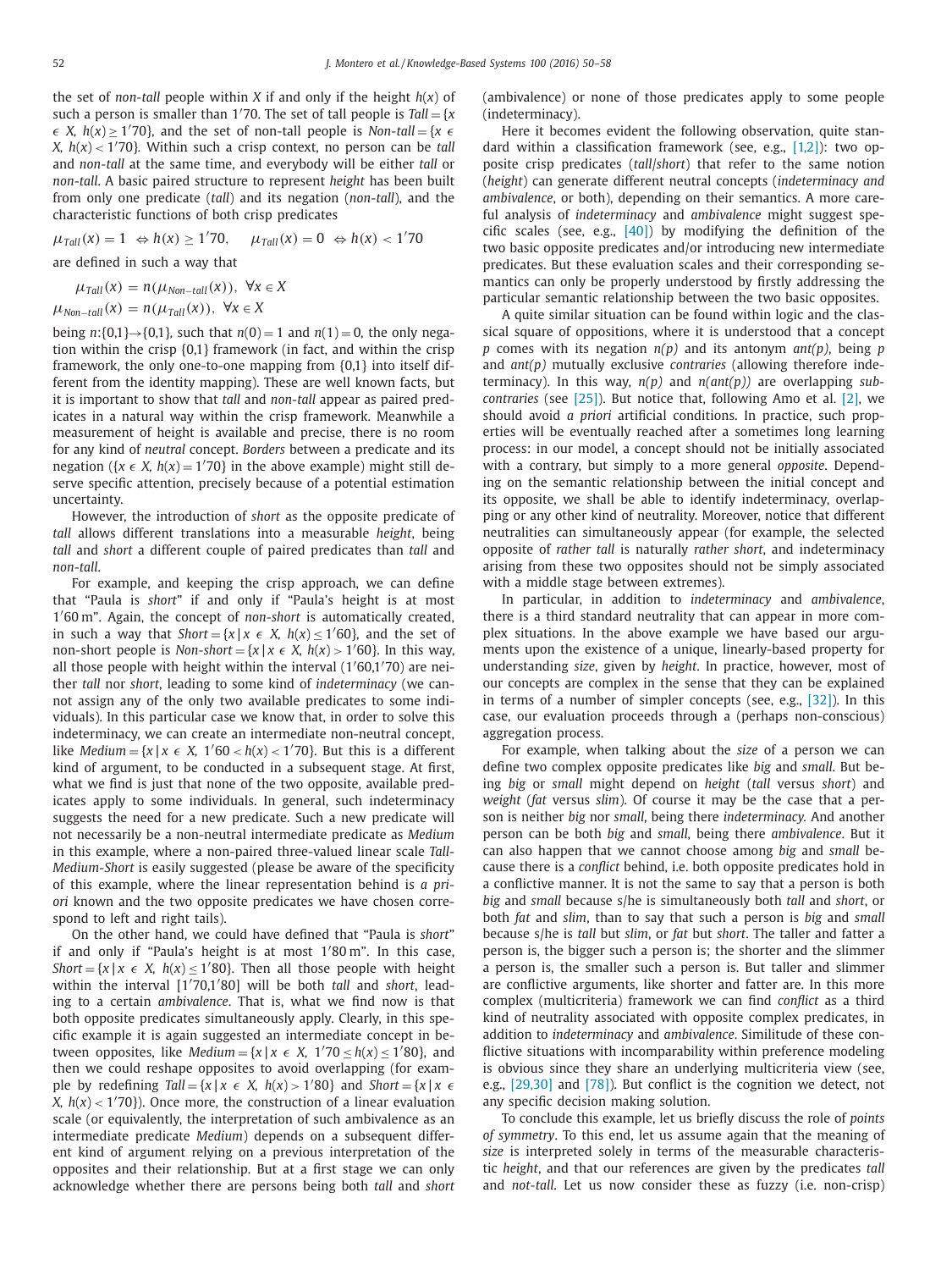the set of *non-tall* people within $X$ if and only if the height $h(x)$ of such a person is smaller than $1'70$. The set of tall people is $Tall = \{x \in X,\ h(x) \geq 1'70\}$, and the set of non-tall people is $Non\text{-}tall = \{x \in X,\ h(x) < 1'70\}$. Within such a crisp context, no person can be *tall* and *non-tall* at the same time, and everybody will be either *tall* or *non-tall*. A basic paired structure to represent *height* has been built from only one predicate (*tall*) and its negation (*non-tall*), and the characteristic functions of both crisp predicates

$$\mu_{Tall}(x) = 1 \ \Leftrightarrow h(x) \geq 1'70, \qquad \mu_{Tall}(x) = 0 \ \Leftrightarrow h(x) < 1'70$$

are defined in such a way that

$$\mu_{Tall}(x) = n(\mu_{Non-tall}(x)),\ \ \forall x \in X$$
$$\mu_{Non-tall}(x) = n(\mu_{Tall}(x)),\ \ \forall x \in X$$

being $n:\{0,1\}\rightarrow\{0,1\}$, such that $n(0) = 1$ and $n(1) = 0$, the only negation within the crisp $\{0,1\}$ framework (in fact, and within the crisp framework, the only one-to-one mapping from $\{0,1\}$ into itself different from the identity mapping). These are well known facts, but it is important to show that *tall* and *non-tall* appear as paired predicates in a natural way within the crisp framework. Meanwhile a measurement of height is available and precise, there is no room for any kind of *neutral* concept. *Borders* between a predicate and its negation ($\{x \in X,\ h(x) = 1'70\}$ in the above example) might still deserve specific attention, precisely because of a potential estimation uncertainty.

However, the introduction of *short* as the opposite predicate of *tall* allows different translations into a measurable *height*, being *tall* and *short* a different couple of paired predicates than *tall* and *non-tall*.

For example, and keeping the crisp approach, we can define that "Paula is *short*" if and only if "Paula's height is at most $1'60$ m". Again, the concept of *non-short* is automatically created, in such a way that $Short = \{x \mid x \in X,\ h(x) \leq 1'60\}$, and the set of non-short people is $Non\text{-}Short = \{x \mid x \in X,\ h(x) > 1'60\}$. In this way, all those people with height within the interval $(1'60,1'70)$ are neither *tall* nor *short*, leading to some kind of *indeterminacy* (we cannot assign any of the only two available predicates to some individuals). In this particular case we know that, in order to solve this indeterminacy, we can create an intermediate non-neutral concept, like $Medium = \{x \mid x \in X,\ 1'60 < h(x) < 1'70\}$. But this is a different kind of argument, to be conducted in a subsequent stage. At first, what we find is just that none of the two opposite, available predicates apply to some individuals. In general, such indeterminacy suggests the need for a new predicate. Such a new predicate will not necessarily be a non-neutral intermediate predicate as *Medium* in this example, where a non-paired three-valued linear scale *Tall-Medium-Short* is easily suggested (please be aware of the specificity of this example, where the linear representation behind is *a priori* known and the two opposite predicates we have chosen correspond to left and right tails).

On the other hand, we could have defined that "Paula is *short*" if and only if "Paula's height is at most $1'80$ m". In this case, $Short = \{x \mid x \in X,\ h(x) \leq 1'80\}$. Then all those people with height within the interval $[1'70,1'80]$ will be both *tall* and *short*, leading to a certain *ambivalence*. That is, what we find now is that both opposite predicates simultaneously apply. Clearly, in this specific example it is again suggested an intermediate concept in between opposites, like $Medium = \{x \mid x \in X,\ 1'70 \leq h(x) \leq 1'80\}$, and then we could reshape opposites to avoid overlapping (for example by redefining $Tall = \{x \mid x \in X,\ h(x) > 1'80\}$ and $Short = \{x \mid x \in X,\ h(x) < 1'70\}$). Once more, the construction of a linear evaluation scale (or equivalently, the interpretation of such ambivalence as an intermediate predicate *Medium*) depends on a subsequent different kind of argument relying on a previous interpretation of the opposites and their relationship. But at a first stage we can only acknowledge whether there are persons being both *tall* and *short* (ambivalence) or none of those predicates apply to some people (indeterminacy).

Here it becomes evident the following observation, quite standard within a classification framework (see, e.g., [1,2]): two opposite crisp predicates (*tall*/*short*) that refer to the same notion (*height*) can generate different neutral concepts (*indeterminacy and ambivalence*, or both), depending on their semantics. A more careful analysis of *indeterminacy* and *ambivalence* might suggest specific scales (see, e.g., [40]) by modifying the definition of the two basic opposite predicates and/or introducing new intermediate predicates. But these evaluation scales and their corresponding semantics can only be properly understood by firstly addressing the particular semantic relationship between the two basic opposites.

A quite similar situation can be found within logic and the classical square of oppositions, where it is understood that a concept $p$ comes with its negation $n(p)$ and its antonym $ant(p)$, being $p$ and $ant(p)$ mutually exclusive *contraries* (allowing therefore indeterminacy). In this way, $n(p)$ and $n(ant(p))$ are overlapping *subcontraries* (see [25]). But notice that, following Amo et al. [2], we should avoid *a priori* artificial conditions. In practice, such properties will be eventually reached after a sometimes long learning process: in our model, a concept should not be initially associated with a contrary, but simply to a more general *opposite*. Depending on the semantic relationship between the initial concept and its opposite, we shall be able to identify indeterminacy, overlapping or any other kind of neutrality. Moreover, notice that different neutralities can simultaneously appear (for example, the selected opposite of *rather tall* is naturally *rather short*, and indeterminacy arising from these two opposites should not be simply associated with a middle stage between extremes).

In particular, in addition to *indeterminacy* and *ambivalence*, there is a third standard neutrality that can appear in more complex situations. In the above example we have based our arguments upon the existence of a unique, linearly-based property for understanding *size*, given by *height*. In practice, however, most of our concepts are complex in the sense that they can be explained in terms of a number of simpler concepts (see, e.g., [32]). In this case, our evaluation proceeds through a (perhaps non-conscious) aggregation process.

For example, when talking about the *size* of a person we can define two complex opposite predicates like *big* and *small*. But being *big* or *small* might depend on *height* (*tall* versus *short*) and *weight* (*fat* versus *slim*). Of course it may be the case that a person is neither *big* nor *small*, being there *indeterminacy*. And another person can be both *big* and *small*, being there *ambivalence*. But it can also happen that we cannot choose among *big* and *small* because there is a *conflict* behind, i.e. both opposite predicates hold in a conflictive manner. It is not the same to say that a person is both *big* and *small* because s/he is simultaneously both *tall* and *short*, or both *fat* and *slim*, than to say that such a person is *big* and *small* because s/he is *tall* but *slim*, or *fat* but *short*. The taller and fatter a person is, the bigger such a person is; the shorter and the slimmer a person is, the smaller such a person is. But taller and slimmer are conflictive arguments, like shorter and fatter are. In this more complex (multicriteria) framework we can find *conflict* as a third kind of neutrality associated with opposite complex predicates, in addition to *indeterminacy* and *ambivalence*. Similitude of these conflictive situations with incomparability within preference modeling is obvious since they share an underlying multicriteria view (see, e.g., [29,30] and [78]). But conflict is the cognition we detect, not any specific decision making solution.

To conclude this example, let us briefly discuss the role of *points of symmetry*. To this end, let us assume again that the meaning of *size* is interpreted solely in terms of the measurable characteristic *height*, and that our references are given by the predicates *tall* and *not-tall*. Let us now consider these as fuzzy (i.e. non-crisp)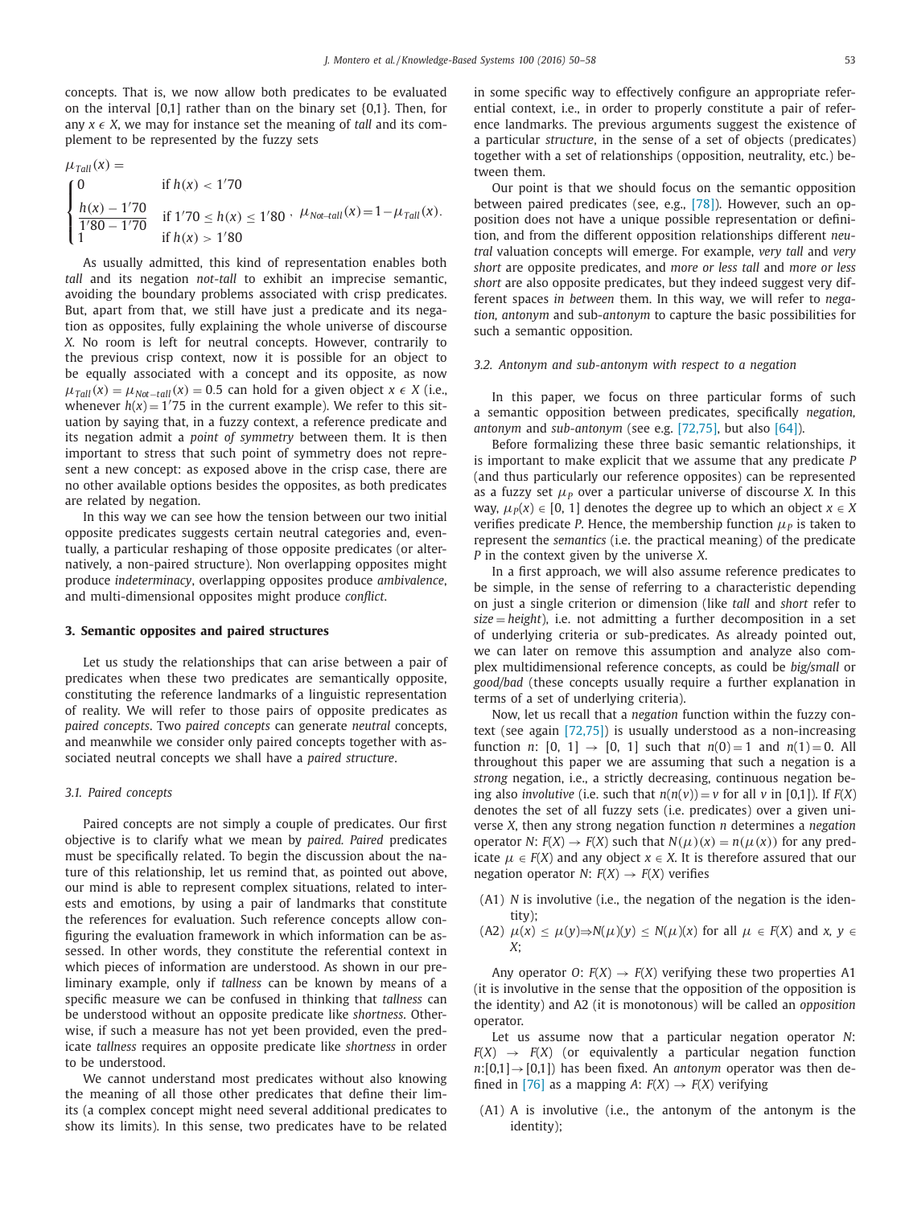concepts. That is, we now allow both predicates to be evaluated on the interval [0,1] rather than on the binary set {0,1}. Then, for any $x \in X$, we may for instance set the meaning of *tall* and its complement to be represented by the fuzzy sets

$$\mu_{Tall}(x) = \begin{cases} 0 & \text{if } h(x) < 1'70 \\ \dfrac{h(x) - 1'70}{1'80 - 1'70} & \text{if } 1'70 \leq h(x) \leq 1'80 \\ 1 & \text{if } h(x) > 1'80 \end{cases}, \quad \mu_{Not\text{-}tall}(x) = 1 - \mu_{Tall}(x).$$

As usually admitted, this kind of representation enables both *tall* and its negation *not-tall* to exhibit an imprecise semantic, avoiding the boundary problems associated with crisp predicates. But, apart from that, we still have just a predicate and its negation as opposites, fully explaining the whole universe of discourse *X*. No room is left for neutral concepts. However, contrarily to the previous crisp context, now it is possible for an object to be equally associated with a concept and its opposite, as now $\mu_{Tall}(x) = \mu_{Not-tall}(x) = 0.5$ can hold for a given object $x \in X$ (i.e., whenever $h(x) = 1'75$ in the current example). We refer to this situation by saying that, in a fuzzy context, a reference predicate and its negation admit a *point of symmetry* between them. It is then important to stress that such point of symmetry does not represent a new concept: as exposed above in the crisp case, there are no other available options besides the opposites, as both predicates are related by negation.

In this way we can see how the tension between our two initial opposite predicates suggests certain neutral categories and, eventually, a particular reshaping of those opposite predicates (or alternatively, a non-paired structure). Non overlapping opposites might produce *indeterminacy*, overlapping opposites produce *ambivalence*, and multi-dimensional opposites might produce *conflict*.

## 3. Semantic opposites and paired structures

Let us study the relationships that can arise between a pair of predicates when these two predicates are semantically opposite, constituting the reference landmarks of a linguistic representation of reality. We will refer to those pairs of opposite predicates as *paired concepts*. Two *paired concepts* can generate *neutral* concepts, and meanwhile we consider only paired concepts together with associated neutral concepts we shall have a *paired structure*.

### 3.1. Paired concepts

Paired concepts are not simply a couple of predicates. Our first objective is to clarify what we mean by *paired*. *Paired* predicates must be specifically related. To begin the discussion about the nature of this relationship, let us remind that, as pointed out above, our mind is able to represent complex situations, related to interests and emotions, by using a pair of landmarks that constitute the references for evaluation. Such reference concepts allow configuring the evaluation framework in which information can be assessed. In other words, they constitute the referential context in which pieces of information are understood. As shown in our preliminary example, only if *tallness* can be known by means of a specific measure we can be confused in thinking that *tallness* can be understood without an opposite predicate like *shortness*. Otherwise, if such a measure has not yet been provided, even the predicate *tallness* requires an opposite predicate like *shortness* in order to be understood.

We cannot understand most predicates without also knowing the meaning of all those other predicates that define their limits (a complex concept might need several additional predicates to show its limits). In this sense, two predicates have to be related in some specific way to effectively configure an appropriate referential context, i.e., in order to properly constitute a pair of reference landmarks. The previous arguments suggest the existence of a particular *structure*, in the sense of a set of objects (predicates) together with a set of relationships (opposition, neutrality, etc.) between them.

Our point is that we should focus on the semantic opposition between paired predicates (see, e.g., [78]). However, such an opposition does not have a unique possible representation or definition, and from the different opposition relationships different *neutral* valuation concepts will emerge. For example, *very tall* and *very short* are opposite predicates, and *more or less tall* and *more or less short* are also opposite predicates, but they indeed suggest very different spaces *in between* them. In this way, we will refer to *negation, antonym* and sub-*antonym* to capture the basic possibilities for such a semantic opposition.

### 3.2. Antonym and sub-antonym with respect to a negation

In this paper, we focus on three particular forms of such a semantic opposition between predicates, specifically *negation, antonym* and *sub-antonym* (see e.g. [72,75], but also [64]).

Before formalizing these three basic semantic relationships, it is important to make explicit that we assume that any predicate *P* (and thus particularly our reference opposites) can be represented as a fuzzy set $\mu_P$ over a particular universe of discourse *X*. In this way, $\mu_P(x) \in [0, 1]$ denotes the degree up to which an object $x \in X$ verifies predicate *P*. Hence, the membership function $\mu_P$ is taken to represent the *semantics* (i.e. the practical meaning) of the predicate *P* in the context given by the universe *X*.

In a first approach, we will also assume reference predicates to be simple, in the sense of referring to a characteristic depending on just a single criterion or dimension (like *tall* and *short* refer to *size = height*), i.e. not admitting a further decomposition in a set of underlying criteria or sub-predicates. As already pointed out, we can later on remove this assumption and analyze also complex multidimensional reference concepts, as could be *big/small* or *good/bad* (these concepts usually require a further explanation in terms of a set of underlying criteria).

Now, let us recall that a *negation* function within the fuzzy context (see again [72,75]) is usually understood as a non-increasing function $n$: $[0, 1] \rightarrow [0, 1]$ such that $n(0) = 1$ and $n(1) = 0$. All throughout this paper we are assuming that such a negation is a *strong* negation, i.e., a strictly decreasing, continuous negation being also *involutive* (i.e. such that $n(n(v)) = v$ for all $v$ in [0,1]). If $F(X)$ denotes the set of all fuzzy sets (i.e. predicates) over a given universe *X*, then any strong negation function $n$ determines a *negation* operator $N$: $F(X) \rightarrow F(X)$ such that $N(\mu)(x) = n(\mu(x))$ for any predicate $\mu \in F(X)$ and any object $x \in X$. It is therefore assured that our negation operator $N$: $F(X) \rightarrow F(X)$ verifies

- (A1) $N$ is involutive (i.e., the negation of the negation is the identity);
- (A2) $\mu(x) \leq \mu(y) \Rightarrow N(\mu)(y) \leq N(\mu)(x)$ for all $\mu \in F(X)$ and $x, y \in X$;

Any operator $O$: $F(X) \rightarrow F(X)$ verifying these two properties A1 (it is involutive in the sense that the opposition of the opposition is the identity) and A2 (it is monotonous) will be called an *opposition* operator.

Let us assume now that a particular negation operator $N$: $F(X) \rightarrow F(X)$ (or equivalently a particular negation function $n$:$[0,1] \rightarrow [0,1]$) has been fixed. An *antonym* operator was then defined in [76] as a mapping $A$: $F(X) \rightarrow F(X)$ verifying

- (A1) A is involutive (i.e., the antonym of the antonym is the identity);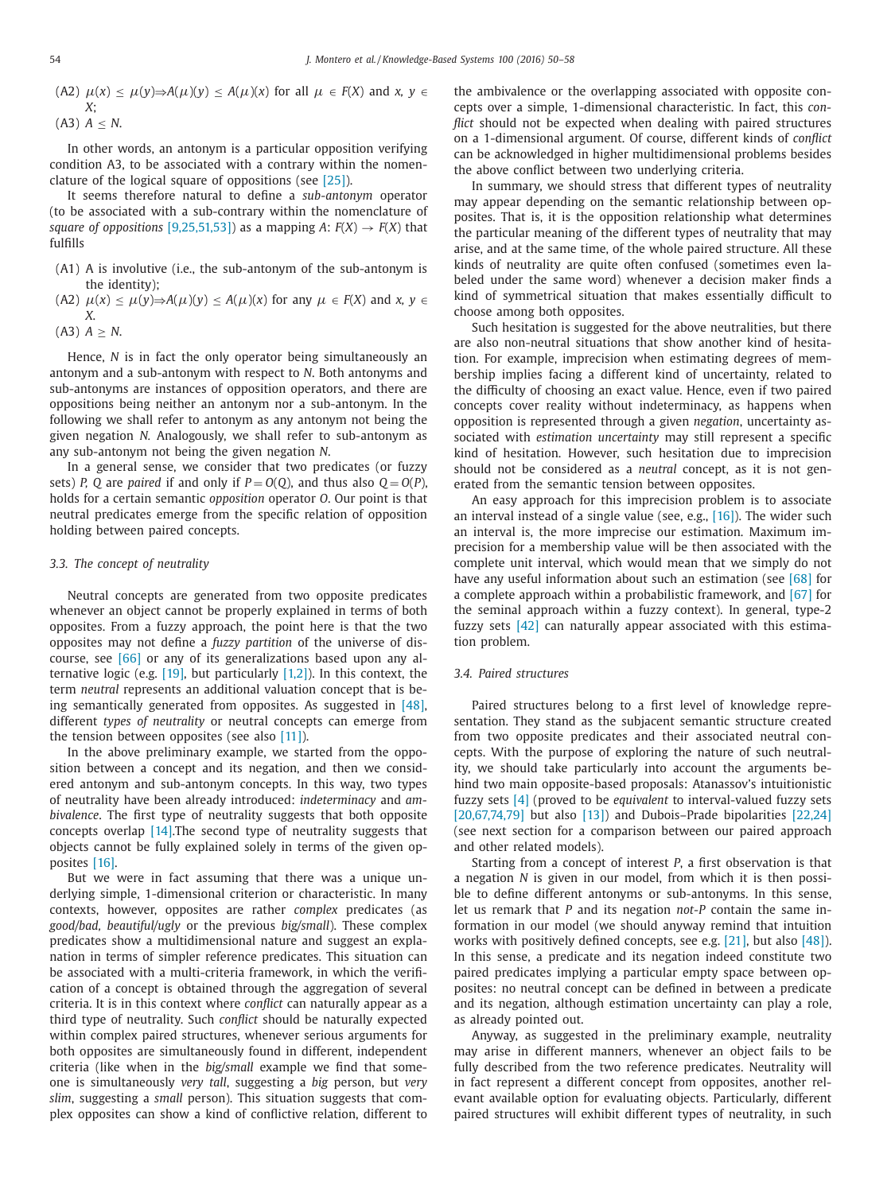(A2) $\mu(x) \leq \mu(y) \Rightarrow A(\mu)(y) \leq A(\mu)(x)$ for all $\mu \in F(X)$ and $x, y \in X$;

(A3) $A \leq N$.

In other words, an antonym is a particular opposition verifying condition A3, to be associated with a contrary within the nomenclature of the logical square of oppositions (see [25]).

It seems therefore natural to define a *sub-antonym* operator (to be associated with a sub-contrary within the nomenclature of *square of oppositions* [9,25,51,53]) as a mapping $A$: $F(X) \rightarrow F(X)$ that fulfills

(A1) A is involutive (i.e., the sub-antonym of the sub-antonym is the identity);

(A2) $\mu(x) \leq \mu(y) \Rightarrow A(\mu)(y) \leq A(\mu)(x)$ for any $\mu \in F(X)$ and $x, y \in X$.

(A3) $A \geq N$.

Hence, $N$ is in fact the only operator being simultaneously an antonym and a sub-antonym with respect to $N$. Both antonyms and sub-antonyms are instances of opposition operators, and there are oppositions being neither an antonym nor a sub-antonym. In the following we shall refer to antonym as any antonym not being the given negation $N$. Analogously, we shall refer to sub-antonym as any sub-antonym not being the given negation $N$.

In a general sense, we consider that two predicates (or fuzzy sets) $P$, $Q$ are *paired* if and only if $P = O(Q)$, and thus also $Q = O(P)$, holds for a certain semantic *opposition* operator $O$. Our point is that neutral predicates emerge from the specific relation of opposition holding between paired concepts.

### 3.3. The concept of neutrality

Neutral concepts are generated from two opposite predicates whenever an object cannot be properly explained in terms of both opposites. From a fuzzy approach, the point here is that the two opposites may not define a *fuzzy partition* of the universe of discourse, see [66] or any of its generalizations based upon any alternative logic (e.g. [19], but particularly [1,2]). In this context, the term *neutral* represents an additional valuation concept that is being semantically generated from opposites. As suggested in [48], different *types of neutrality* or neutral concepts can emerge from the tension between opposites (see also [11]).

In the above preliminary example, we started from the opposition between a concept and its negation, and then we considered antonym and sub-antonym concepts. In this way, two types of neutrality have been already introduced: *indeterminacy* and *ambivalence*. The first type of neutrality suggests that both opposite concepts overlap [14].The second type of neutrality suggests that objects cannot be fully explained solely in terms of the given opposites [16].

But we were in fact assuming that there was a unique underlying simple, 1-dimensional criterion or characteristic. In many contexts, however, opposites are rather *complex* predicates (as *good/bad*, *beautiful/ugly* or the previous *big/small*). These complex predicates show a multidimensional nature and suggest an explanation in terms of simpler reference predicates. This situation can be associated with a multi-criteria framework, in which the verification of a concept is obtained through the aggregation of several criteria. It is in this context where *conflict* can naturally appear as a third type of neutrality. Such *conflict* should be naturally expected within complex paired structures, whenever serious arguments for both opposites are simultaneously found in different, independent criteria (like when in the *big/small* example we find that someone is simultaneously *very tall*, suggesting a *big* person, but *very slim*, suggesting a *small* person). This situation suggests that complex opposites can show a kind of conflictive relation, different to the ambivalence or the overlapping associated with opposite concepts over a simple, 1-dimensional characteristic. In fact, this *conflict* should not be expected when dealing with paired structures on a 1-dimensional argument. Of course, different kinds of *conflict* can be acknowledged in higher multidimensional problems besides the above conflict between two underlying criteria.

In summary, we should stress that different types of neutrality may appear depending on the semantic relationship between opposites. That is, it is the opposition relationship what determines the particular meaning of the different types of neutrality that may arise, and at the same time, of the whole paired structure. All these kinds of neutrality are quite often confused (sometimes even labeled under the same word) whenever a decision maker finds a kind of symmetrical situation that makes essentially difficult to choose among both opposites.

Such hesitation is suggested for the above neutralities, but there are also non-neutral situations that show another kind of hesitation. For example, imprecision when estimating degrees of membership implies facing a different kind of uncertainty, related to the difficulty of choosing an exact value. Hence, even if two paired concepts cover reality without indeterminacy, as happens when opposition is represented through a given *negation*, uncertainty associated with *estimation uncertainty* may still represent a specific kind of hesitation. However, such hesitation due to imprecision should not be considered as a *neutral* concept, as it is not generated from the semantic tension between opposites.

An easy approach for this imprecision problem is to associate an interval instead of a single value (see, e.g., [16]). The wider such an interval is, the more imprecise our estimation. Maximum imprecision for a membership value will be then associated with the complete unit interval, which would mean that we simply do not have any useful information about such an estimation (see [68] for a complete approach within a probabilistic framework, and [67] for the seminal approach within a fuzzy context). In general, type-2 fuzzy sets [42] can naturally appear associated with this estimation problem.

### 3.4. Paired structures

Paired structures belong to a first level of knowledge representation. They stand as the subjacent semantic structure created from two opposite predicates and their associated neutral concepts. With the purpose of exploring the nature of such neutrality, we should take particularly into account the arguments behind two main opposite-based proposals: Atanassov's intuitionistic fuzzy sets [4] (proved to be *equivalent* to interval-valued fuzzy sets [20,67,74,79] but also [13]) and Dubois–Prade bipolarities [22,24] (see next section for a comparison between our paired approach and other related models).

Starting from a concept of interest $P$, a first observation is that a negation $N$ is given in our model, from which it is then possible to define different antonyms or sub-antonyms. In this sense, let us remark that $P$ and its negation *not-P* contain the same information in our model (we should anyway remind that intuition works with positively defined concepts, see e.g. [21], but also [48]). In this sense, a predicate and its negation indeed constitute two paired predicates implying a particular empty space between opposites: no neutral concept can be defined in between a predicate and its negation, although estimation uncertainty can play a role, as already pointed out.

Anyway, as suggested in the preliminary example, neutrality may arise in different manners, whenever an object fails to be fully described from the two reference predicates. Neutrality will in fact represent a different concept from opposites, another relevant available option for evaluating objects. Particularly, different paired structures will exhibit different types of neutrality, in such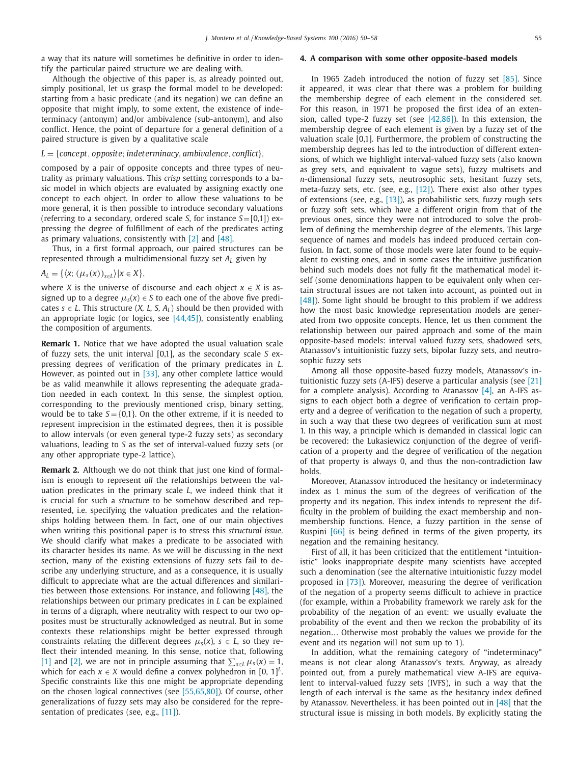a way that its nature will sometimes be definitive in order to identify the particular paired structure we are dealing with.

Although the objective of this paper is, as already pointed out, simply positional, let us grasp the formal model to be developed: starting from a basic predicate (and its negation) we can define an opposite that might imply, to some extent, the existence of indeterminacy (antonym) and/or ambivalence (sub-antonym), and also conflict. Hence, the point of departure for a general definition of a paired structure is given by a qualitative scale

$$L = \{concept, opposite; indeterminacy, ambivalence, conflict\},$$

composed by a pair of opposite concepts and three types of neutrality as primary valuations. This *crisp* setting corresponds to a basic model in which objects are evaluated by assigning exactly one concept to each object. In order to allow these valuations to be more general, it is then possible to introduce secondary valuations (referring to a secondary, ordered scale $S$, for instance $S = [0,1]$) expressing the degree of fulfillment of each of the predicates acting as primary valuations, consistently with [2] and [48].

Thus, in a first formal approach, our paired structures can be represented through a multidimensional fuzzy set $A_L$ given by

$$A_L = \{\langle x; (\mu_s(x))_{s \in L}\rangle | x \in X\},$$

where $X$ is the universe of discourse and each object $x \in X$ is assigned up to a degree $\mu_s(x) \in S$ to each one of the above five predicates $s \in L$. This structure $(X, L, S, A_L)$ should be then provided with an appropriate logic (or logics, see [44,45]), consistently enabling the composition of arguments.

**Remark 1.** Notice that we have adopted the usual valuation scale of fuzzy sets, the unit interval [0,1], as the secondary scale $S$ expressing degrees of verification of the primary predicates in $L$. However, as pointed out in [33], any other complete lattice would be as valid meanwhile it allows representing the adequate gradation needed in each context. In this sense, the simplest option, corresponding to the previously mentioned crisp, binary setting, would be to take $S = \{0,1\}$. On the other extreme, if it is needed to represent imprecision in the estimated degrees, then it is possible to allow intervals (or even general type-2 fuzzy sets) as secondary valuations, leading to $S$ as the set of interval-valued fuzzy sets (or any other appropriate type-2 lattice).

**Remark 2.** Although we do not think that just one kind of formalism is enough to represent *all* the relationships between the valuation predicates in the primary scale $L$, we indeed think that it is crucial for such a *structure* to be somehow described and represented, i.e. specifying the valuation predicates and the relationships holding between them. In fact, one of our main objectives when writing this positional paper is to stress this *structural issue*. We should clarify what makes a predicate to be associated with its character besides its name. As we will be discussing in the next section, many of the existing extensions of fuzzy sets fail to describe any underlying structure, and as a consequence, it is usually difficult to appreciate what are the actual differences and similarities between those extensions. For instance, and following [48], the relationships between our primary predicates in $L$ can be explained in terms of a digraph, where neutrality with respect to our two opposites must be structurally acknowledged as neutral. But in some contexts these relationships might be better expressed through constraints relating the different degrees $\mu_s(x)$, $s \in L$, so they reflect their intended meaning. In this sense, notice that, following [1] and [2], we are not in principle assuming that $\sum_{s \in L} \mu_s(x) = 1$, which for each $x \in X$ would define a convex polyhedron in $[0, 1]^L$. Specific constraints like this one might be appropriate depending on the chosen logical connectives (see [55,65,80]). Of course, other generalizations of fuzzy sets may also be considered for the representation of predicates (see, e.g., [11]).

## 4. A comparison with some other opposite-based models

In 1965 Zadeh introduced the notion of fuzzy set [85]. Since it appeared, it was clear that there was a problem for building the membership degree of each element in the considered set. For this reason, in 1971 he proposed the first idea of an extension, called type-2 fuzzy set (see [42,86]). In this extension, the membership degree of each element is given by a fuzzy set of the valuation scale [0,1]. Furthermore, the problem of constructing the membership degrees has led to the introduction of different extensions, of which we highlight interval-valued fuzzy sets (also known as grey sets, and equivalent to vague sets), fuzzy multisets and $n$-dimensional fuzzy sets, neutrosophic sets, hesitant fuzzy sets, meta-fuzzy sets, etc. (see, e.g., [12]). There exist also other types of extensions (see, e.g., [13]), as probabilistic sets, fuzzy rough sets or fuzzy soft sets, which have a different origin from that of the previous ones, since they were not introduced to solve the problem of defining the membership degree of the elements. This large sequence of names and models has indeed produced certain confusion. In fact, some of those models were later found to be equivalent to existing ones, and in some cases the intuitive justification behind such models does not fully fit the mathematical model itself (some denominations happen to be equivalent only when certain structural issues are not taken into account, as pointed out in [48]). Some light should be brought to this problem if we address how the most basic knowledge representation models are generated from two opposite concepts. Hence, let us then comment the relationship between our paired approach and some of the main opposite-based models: interval valued fuzzy sets, shadowed sets, Atanassov's intuitionistic fuzzy sets, bipolar fuzzy sets, and neutrosophic fuzzy sets

Among all those opposite-based fuzzy models, Atanassov's intuitionistic fuzzy sets (A-IFS) deserve a particular analysis (see [21] for a complete analysis). According to Atanassov [4], an A-IFS assigns to each object both a degree of verification to certain property and a degree of verification to the negation of such a property, in such a way that these two degrees of verification sum at most 1. In this way, a principle which is demanded in classical logic can be recovered: the Lukasiewicz conjunction of the degree of verification of a property and the degree of verification of the negation of that property is always 0, and thus the non-contradiction law holds.

Moreover, Atanassov introduced the hesitancy or indeterminacy index as 1 minus the sum of the degrees of verification of the property and its negation. This index intends to represent the difficulty in the problem of building the exact membership and non-membership functions. Hence, a fuzzy partition in the sense of Ruspini [66] is being defined in terms of the given property, its negation and the remaining hesitancy.

First of all, it has been criticized that the entitlement "intuitionistic" looks inappropriate despite many scientists have accepted such a denomination (see the alternative intuitionistic fuzzy model proposed in [73]). Moreover, measuring the degree of verification of the negation of a property seems difficult to achieve in practice (for example, within a Probability framework we rarely ask for the probability of the negation of an event: we usually evaluate the probability of the event and then we reckon the probability of its negation... Otherwise most probably the values we provide for the event and its negation will not sum up to 1).

In addition, what the remaining category of "indeterminacy" means is not clear along Atanassov's texts. Anyway, as already pointed out, from a purely mathematical view A-IFS are equivalent to interval-valued fuzzy sets (IVFS), in such a way that the length of each interval is the same as the hesitancy index defined by Atanassov. Nevertheless, it has been pointed out in [48] that the structural issue is missing in both models. By explicitly stating the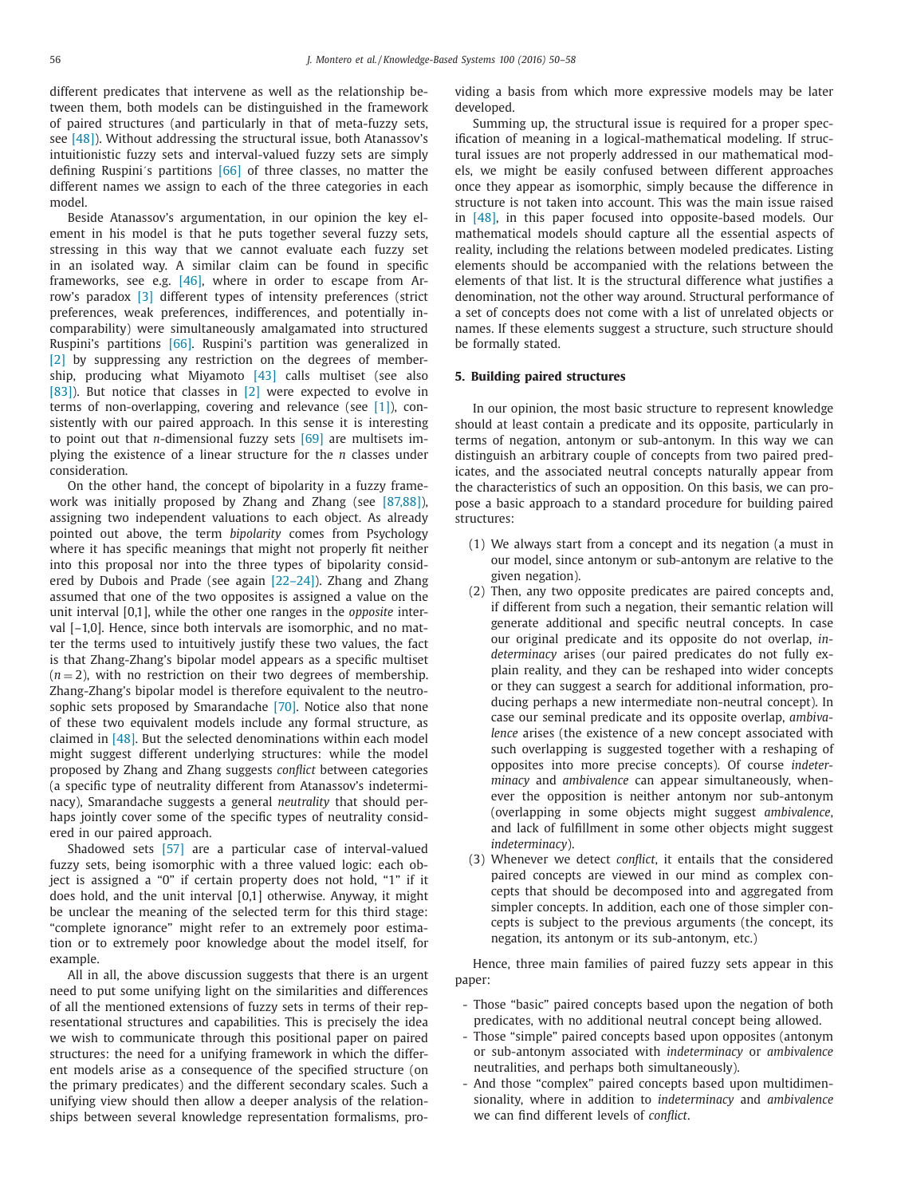different predicates that intervene as well as the relationship between them, both models can be distinguished in the framework of paired structures (and particularly in that of meta-fuzzy sets, see [48]). Without addressing the structural issue, both Atanassov's intuitionistic fuzzy sets and interval-valued fuzzy sets are simply defining Ruspini´s partitions [66] of three classes, no matter the different names we assign to each of the three categories in each model.

Beside Atanassov's argumentation, in our opinion the key element in his model is that he puts together several fuzzy sets, stressing in this way that we cannot evaluate each fuzzy set in an isolated way. A similar claim can be found in specific frameworks, see e.g. [46], where in order to escape from Arrow's paradox [3] different types of intensity preferences (strict preferences, weak preferences, indifferences, and potentially incomparability) were simultaneously amalgamated into structured Ruspini's partitions [66]. Ruspini's partition was generalized in [2] by suppressing any restriction on the degrees of membership, producing what Miyamoto [43] calls multiset (see also [83]). But notice that classes in [2] were expected to evolve in terms of non-overlapping, covering and relevance (see [1]), consistently with our paired approach. In this sense it is interesting to point out that $n$-dimensional fuzzy sets [69] are multisets implying the existence of a linear structure for the $n$ classes under consideration.

On the other hand, the concept of bipolarity in a fuzzy framework was initially proposed by Zhang and Zhang (see [87,88]), assigning two independent valuations to each object. As already pointed out above, the term *bipolarity* comes from Psychology where it has specific meanings that might not properly fit neither into this proposal nor into the three types of bipolarity considered by Dubois and Prade (see again [22–24]). Zhang and Zhang assumed that one of the two opposites is assigned a value on the unit interval [0,1], while the other one ranges in the *opposite* interval [−1,0]. Hence, since both intervals are isomorphic, and no matter the terms used to intuitively justify these two values, the fact is that Zhang-Zhang's bipolar model appears as a specific multiset ($n=2$), with no restriction on their two degrees of membership. Zhang-Zhang's bipolar model is therefore equivalent to the neutrosophic sets proposed by Smarandache [70]. Notice also that none of these two equivalent models include any formal structure, as claimed in [48]. But the selected denominations within each model might suggest different underlying structures: while the model proposed by Zhang and Zhang suggests *conflict* between categories (a specific type of neutrality different from Atanassov's indeterminacy), Smarandache suggests a general *neutrality* that should perhaps jointly cover some of the specific types of neutrality considered in our paired approach.

Shadowed sets [57] are a particular case of interval-valued fuzzy sets, being isomorphic with a three valued logic: each object is assigned a "0" if certain property does not hold, "1" if it does hold, and the unit interval [0,1] otherwise. Anyway, it might be unclear the meaning of the selected term for this third stage: "complete ignorance" might refer to an extremely poor estimation or to extremely poor knowledge about the model itself, for example.

All in all, the above discussion suggests that there is an urgent need to put some unifying light on the similarities and differences of all the mentioned extensions of fuzzy sets in terms of their representational structures and capabilities. This is precisely the idea we wish to communicate through this positional paper on paired structures: the need for a unifying framework in which the different models arise as a consequence of the specified structure (on the primary predicates) and the different secondary scales. Such a unifying view should then allow a deeper analysis of the relationships between several knowledge representation formalisms, providing a basis from which more expressive models may be later developed.

Summing up, the structural issue is required for a proper specification of meaning in a logical-mathematical modeling. If structural issues are not properly addressed in our mathematical models, we might be easily confused between different approaches once they appear as isomorphic, simply because the difference in structure is not taken into account. This was the main issue raised in [48], in this paper focused into opposite-based models. Our mathematical models should capture all the essential aspects of reality, including the relations between modeled predicates. Listing elements should be accompanied with the relations between the elements of that list. It is the structural difference what justifies a denomination, not the other way around. Structural performance of a set of concepts does not come with a list of unrelated objects or names. If these elements suggest a structure, such structure should be formally stated.

## 5. Building paired structures

In our opinion, the most basic structure to represent knowledge should at least contain a predicate and its opposite, particularly in terms of negation, antonym or sub-antonym. In this way we can distinguish an arbitrary couple of concepts from two paired predicates, and the associated neutral concepts naturally appear from the characteristics of such an opposition. On this basis, we can propose a basic approach to a standard procedure for building paired structures:

(1) We always start from a concept and its negation (a must in our model, since antonym or sub-antonym are relative to the given negation).
(2) Then, any two opposite predicates are paired concepts and, if different from such a negation, their semantic relation will generate additional and specific neutral concepts. In case our original predicate and its opposite do not overlap, *indeterminacy* arises (our paired predicates do not fully explain reality, and they can be reshaped into wider concepts or they can suggest a search for additional information, producing perhaps a new intermediate non-neutral concept). In case our seminal predicate and its opposite overlap, *ambivalence* arises (the existence of a new concept associated with such overlapping is suggested together with a reshaping of opposites into more precise concepts). Of course *indeterminacy* and *ambivalence* can appear simultaneously, whenever the opposition is neither antonym nor sub-antonym (overlapping in some objects might suggest *ambivalence*, and lack of fulfillment in some other objects might suggest *indeterminacy*).
(3) Whenever we detect *conflict*, it entails that the considered paired concepts are viewed in our mind as complex concepts that should be decomposed into and aggregated from simpler concepts. In addition, each one of those simpler concepts is subject to the previous arguments (the concept, its negation, its antonym or its sub-antonym, etc.)

Hence, three main families of paired fuzzy sets appear in this paper:

- Those "basic" paired concepts based upon the negation of both predicates, with no additional neutral concept being allowed.
- Those "simple" paired concepts based upon opposites (antonym or sub-antonym associated with *indeterminacy* or *ambivalence* neutralities, and perhaps both simultaneously).
- And those "complex" paired concepts based upon multidimensionality, where in addition to *indeterminacy* and *ambivalence* we can find different levels of *conflict*.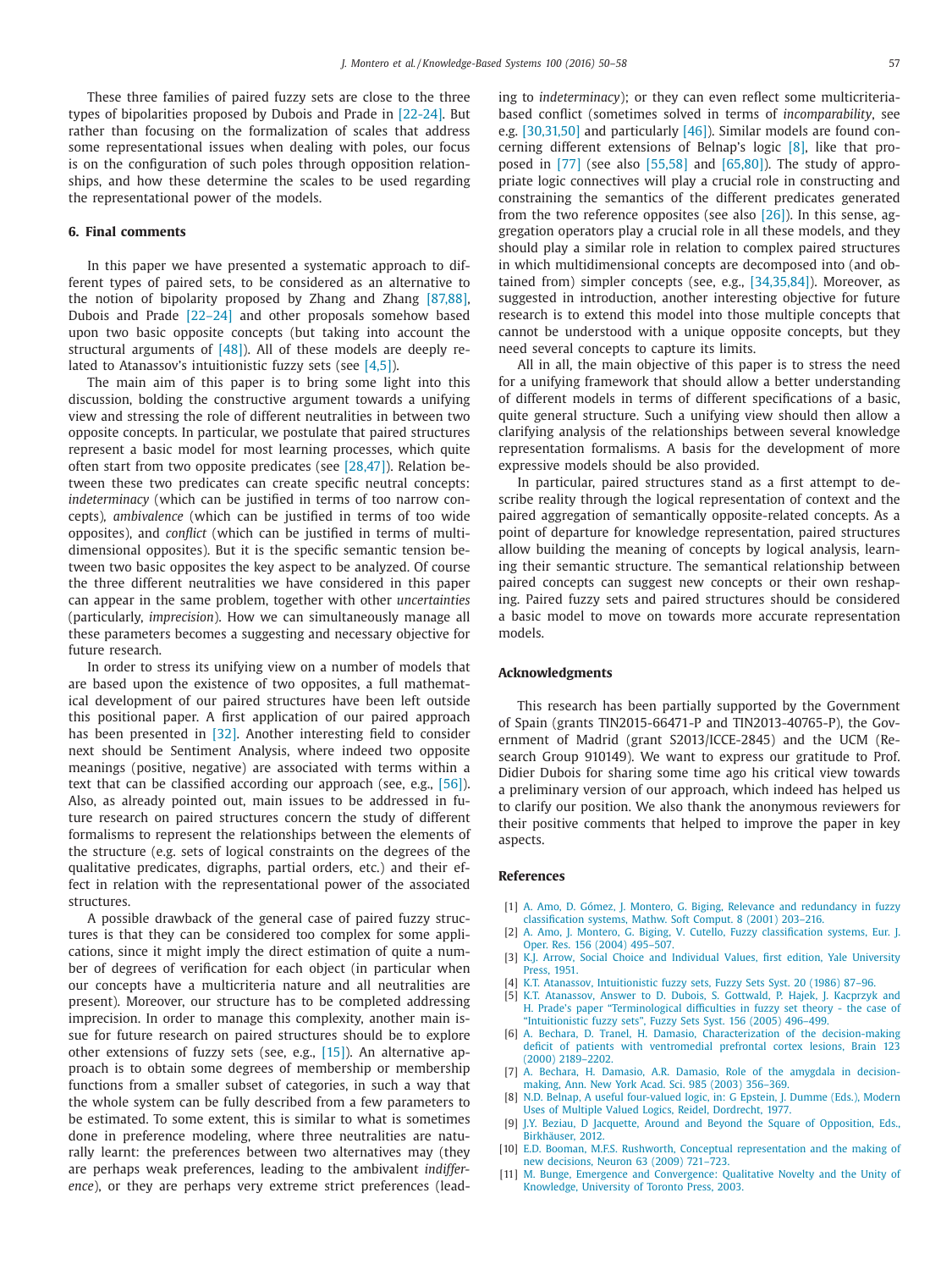These three families of paired fuzzy sets are close to the three types of bipolarities proposed by Dubois and Prade in [22-24]. But rather than focusing on the formalization of scales that address some representational issues when dealing with poles, our focus is on the configuration of such poles through opposition relationships, and how these determine the scales to be used regarding the representational power of the models.

## 6. Final comments

In this paper we have presented a systematic approach to different types of paired sets, to be considered as an alternative to the notion of bipolarity proposed by Zhang and Zhang [87,88], Dubois and Prade [22–24] and other proposals somehow based upon two basic opposite concepts (but taking into account the structural arguments of [48]). All of these models are deeply related to Atanassov's intuitionistic fuzzy sets (see [4,5]).

The main aim of this paper is to bring some light into this discussion, bolding the constructive argument towards a unifying view and stressing the role of different neutralities in between two opposite concepts. In particular, we postulate that paired structures represent a basic model for most learning processes, which quite often start from two opposite predicates (see [28,47]). Relation between these two predicates can create specific neutral concepts: *indeterminacy* (which can be justified in terms of too narrow concepts), *ambivalence* (which can be justified in terms of too wide opposites), and *conflict* (which can be justified in terms of multidimensional opposites). But it is the specific semantic tension between two basic opposites the key aspect to be analyzed. Of course the three different neutralities we have considered in this paper can appear in the same problem, together with other *uncertainties* (particularly, *imprecision*). How we can simultaneously manage all these parameters becomes a suggesting and necessary objective for future research.

In order to stress its unifying view on a number of models that are based upon the existence of two opposites, a full mathematical development of our paired structures have been left outside this positional paper. A first application of our paired approach has been presented in [32]. Another interesting field to consider next should be Sentiment Analysis, where indeed two opposite meanings (positive, negative) are associated with terms within a text that can be classified according our approach (see, e.g., [56]). Also, as already pointed out, main issues to be addressed in future research on paired structures concern the study of different formalisms to represent the relationships between the elements of the structure (e.g. sets of logical constraints on the degrees of the qualitative predicates, digraphs, partial orders, etc.) and their effect in relation with the representational power of the associated structures.

A possible drawback of the general case of paired fuzzy structures is that they can be considered too complex for some applications, since it might imply the direct estimation of quite a number of degrees of verification for each object (in particular when our concepts have a multicriteria nature and all neutralities are present). Moreover, our structure has to be completed addressing imprecision. In order to manage this complexity, another main issue for future research on paired structures should be to explore other extensions of fuzzy sets (see, e.g., [15]). An alternative approach is to obtain some degrees of membership or membership functions from a smaller subset of categories, in such a way that the whole system can be fully described from a few parameters to be estimated. To some extent, this is similar to what is sometimes done in preference modeling, where three neutralities are naturally learnt: the preferences between two alternatives may (they are perhaps weak preferences, leading to the ambivalent *indifference*), or they are perhaps very extreme strict preferences (leading to *indeterminacy*); or they can even reflect some multicriteria-based conflict (sometimes solved in terms of *incomparability*, see e.g. [30,31,50] and particularly [46]). Similar models are found concerning different extensions of Belnap's logic [8], like that proposed in [77] (see also [55,58] and [65,80]). The study of appropriate logic connectives will play a crucial role in constructing and constraining the semantics of the different predicates generated from the two reference opposites (see also [26]). In this sense, aggregation operators play a crucial role in all these models, and they should play a similar role in relation to complex paired structures in which multidimensional concepts are decomposed into (and obtained from) simpler concepts (see, e.g., [34,35,84]). Moreover, as suggested in introduction, another interesting objective for future research is to extend this model into those multiple concepts that cannot be understood with a unique opposite concepts, but they need several concepts to capture its limits.

All in all, the main objective of this paper is to stress the need for a unifying framework that should allow a better understanding of different models in terms of different specifications of a basic, quite general structure. Such a unifying view should then allow a clarifying analysis of the relationships between several knowledge representation formalisms. A basis for the development of more expressive models should be also provided.

In particular, paired structures stand as a first attempt to describe reality through the logical representation of context and the paired aggregation of semantically opposite-related concepts. As a point of departure for knowledge representation, paired structures allow building the meaning of concepts by logical analysis, learning their semantic structure. The semantical relationship between paired concepts can suggest new concepts or their own reshaping. Paired fuzzy sets and paired structures should be considered a basic model to move on towards more accurate representation models.

## Acknowledgments

This research has been partially supported by the Government of Spain (grants TIN2015-66471-P and TIN2013-40765-P), the Government of Madrid (grant S2013/ICCE-2845) and the UCM (Research Group 910149). We want to express our gratitude to Prof. Didier Dubois for sharing some time ago his critical view towards a preliminary version of our approach, which indeed has helped us to clarify our position. We also thank the anonymous reviewers for their positive comments that helped to improve the paper in key aspects.

## References

[1] A. Amo, D. Gómez, J. Montero, G. Biging, Relevance and redundancy in fuzzy classification systems, Mathw. Soft Comput. 8 (2001) 203–216.

[2] A. Amo, J. Montero, G. Biging, V. Cutello, Fuzzy classification systems, Eur. J. Oper. Res. 156 (2004) 495–507.

[3] K.J. Arrow, Social Choice and Individual Values, first edition, Yale University Press, 1951.

[4] K.T. Atanassov, Intuitionistic fuzzy sets, Fuzzy Sets Syst. 20 (1986) 87–96.

[5] K.T. Atanassov, Answer to D. Dubois, S. Gottwald, P. Hajek, J. Kacprzyk and H. Prade's paper "Terminological difficulties in fuzzy set theory - the case of "Intuitionistic fuzzy sets", Fuzzy Sets Syst. 156 (2005) 496–499.

[6] A. Bechara, D. Tranel, H. Damasio, Characterization of the decision-making deficit of patients with ventromedial prefrontal cortex lesions, Brain 123 (2000) 2189–2202.

[7] A. Bechara, H. Damasio, A.R. Damasio, Role of the amygdala in decision-making, Ann. New York Acad. Sci. 985 (2003) 356–369.

[8] N.D. Belnap, A useful four-valued logic, in: G Epstein, J. Dumme (Eds.), Modern Uses of Multiple Valued Logics, Reidel, Dordrecht, 1977.

[9] J.Y. Beziau, D Jacquette, Around and Beyond the Square of Opposition, Eds., Birkhäuser, 2012.

[10] E.D. Booman, M.F.S. Rushworth, Conceptual representation and the making of new decisions, Neuron 63 (2009) 721–723.

[11] M. Bunge, Emergence and Convergence: Qualitative Novelty and the Unity of Knowledge, University of Toronto Press, 2003.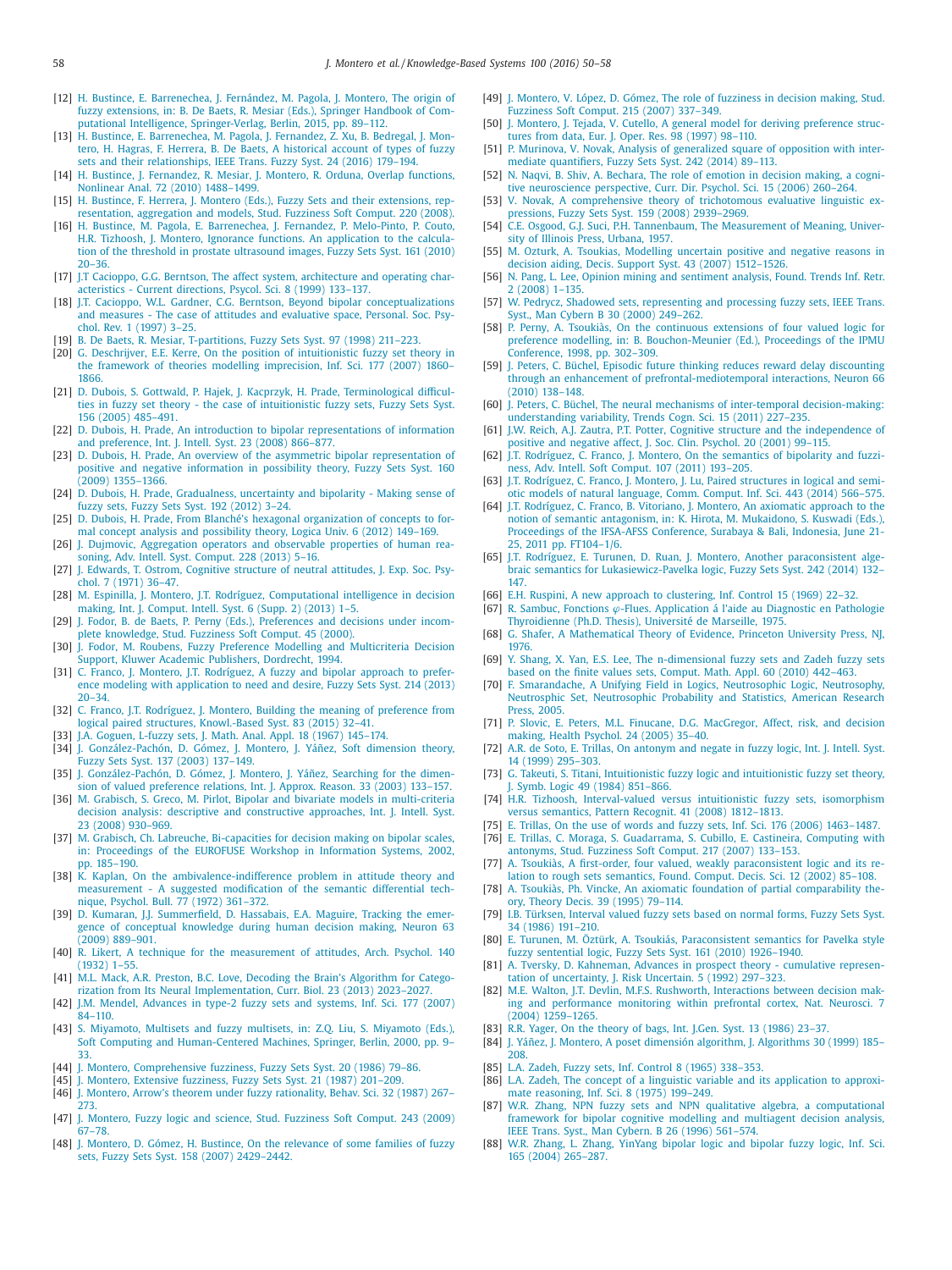[12] H. Bustince, E. Barrenechea, J. Fernández, M. Pagola, J. Montero, The origin of fuzzy extensions, in: B. De Baets, R. Mesiar (Eds.), Springer Handbook of Computational Intelligence, Springer-Verlag, Berlin, 2015, pp. 89–112.

[13] H. Bustince, E. Barrenechea, M. Pagola, J. Fernandez, Z. Xu, B. Bedregal, J. Montero, H. Hagras, F. Herrera, B. De Baets, A historical account of types of fuzzy sets and their relationships, IEEE Trans. Fuzzy Syst. 24 (2016) 179–194.

[14] H. Bustince, J. Fernandez, R. Mesiar, J. Montero, R. Orduna, Overlap functions, Nonlinear Anal. 72 (2010) 1488–1499.

[15] H. Bustince, F. Herrera, J. Montero (Eds.), Fuzzy Sets and their extensions, representation, aggregation and models, Stud. Fuzziness Soft Comput. 220 (2008).

[16] H. Bustince, M. Pagola, E. Barrenechea, J. Fernandez, P. Melo-Pinto, P. Couto, H.R. Tizhoosh, J. Montero, Ignorance functions. An application to the calculation of the threshold in prostate ultrasound images, Fuzzy Sets Syst. 161 (2010) 20–36.

[17] J.T Cacioppo, G.G. Berntson, The affect system, architecture and operating characteristics - Current directions, Psycol. Sci. 8 (1999) 133–137.

[18] J.T. Cacioppo, W.L. Gardner, C.G. Berntson, Beyond bipolar conceptualizations and measures - The case of attitudes and evaluative space, Personal. Soc. Psychol. Rev. 1 (1997) 3–25.

[19] B. De Baets, R. Mesiar, T-partitions, Fuzzy Sets Syst. 97 (1998) 211–223.

[20] G. Deschrijver, E.E. Kerre, On the position of intuitionistic fuzzy set theory in the framework of theories modelling imprecision, Inf. Sci. 177 (2007) 1860–1866.

[21] D. Dubois, S. Gottwald, P. Hajek, J. Kacprzyk, H. Prade, Terminological difficulties in fuzzy set theory - the case of intuitionistic fuzzy sets, Fuzzy Sets Syst. 156 (2005) 485–491.

[22] D. Dubois, H. Prade, An introduction to bipolar representations of information and preference, Int. J. Intell. Syst. 23 (2008) 866–877.

[23] D. Dubois, H. Prade, An overview of the asymmetric bipolar representation of positive and negative information in possibility theory, Fuzzy Sets Syst. 160 (2009) 1355–1366.

[24] D. Dubois, H. Prade, Gradualness, uncertainty and bipolarity - Making sense of fuzzy sets, Fuzzy Sets Syst. 192 (2012) 3–24.

[25] D. Dubois, H. Prade, From Blanché's hexagonal organization of concepts to formal concept analysis and possibility theory, Logica Univ. 6 (2012) 149–169.

[26] J. Dujmovic, Aggregation operators and observable properties of human reasoning, Adv. Intell. Syst. Comput. 228 (2013) 5–16.

[27] J. Edwards, T. Ostrom, Cognitive structure of neutral attitudes, J. Exp. Soc. Psychol. 7 (1971) 36–47.

[28] M. Espinilla, J. Montero, J.T. Rodríguez, Computational intelligence in decision making, Int. J. Comput. Intell. Syst. 6 (Supp. 2) (2013) 1–5.

[29] J. Fodor, B. de Baets, P. Perny (Eds.), Preferences and decisions under incomplete knowledge, Stud. Fuzziness Soft Comput. 45 (2000).

[30] J. Fodor, M. Roubens, Fuzzy Preference Modelling and Multicriteria Decision Support, Kluwer Academic Publishers, Dordrecht, 1994.

[31] C. Franco, J. Montero, J.T. Rodríguez, A fuzzy and bipolar approach to preference modeling with application to need and desire, Fuzzy Sets Syst. 214 (2013) 20–34.

[32] C. Franco, J.T. Rodríguez, J. Montero, Building the meaning of preference from logical paired structures, Knowl.-Based Syst. 83 (2015) 32–41.

[33] J.A. Goguen, L-fuzzy sets, J. Math. Anal. Appl. 18 (1967) 145–174.

[34] J. González-Pachón, D. Gómez, J. Montero, J. Yáñez, Soft dimension theory, Fuzzy Sets Syst. 137 (2003) 137–149.

[35] J. González-Pachón, D. Gómez, J. Montero, J. Yáñez, Searching for the dimension of valued preference relations, Int. J. Approx. Reason. 33 (2003) 133–157.

[36] M. Grabisch, S. Greco, M. Pirlot, Bipolar and bivariate models in multi-criteria decision analysis: descriptive and constructive approaches, Int. J. Intell. Syst. 23 (2008) 930–969.

[37] M. Grabisch, Ch. Labreuche, Bi-capacities for decision making on bipolar scales, in: Proceedings of the EUROFUSE Workshop in Information Systems, 2002, pp. 185–190.

[38] K. Kaplan, On the ambivalence-indifference problem in attitude theory and measurement - A suggested modification of the semantic differential technique, Psychol. Bull. 77 (1972) 361–372.

[39] D. Kumaran, J.J. Summerfield, D. Hassabais, E.A. Maguire, Tracking the emergence of conceptual knowledge during human decision making, Neuron 63 (2009) 889–901.

[40] R. Likert, A technique for the measurement of attitudes, Arch. Psychol. 140 (1932) 1–55.

[41] M.L. Mack, A.R. Preston, B.C. Love, Decoding the Brain's Algorithm for Categorization from Its Neural Implementation, Curr. Biol. 23 (2013) 2023–2027.

[42] J.M. Mendel, Advances in type-2 fuzzy sets and systems, Inf. Sci. 177 (2007) 84–110.

[43] S. Miyamoto, Multisets and fuzzy multisets, in: Z.Q. Liu, S. Miyamoto (Eds.), Soft Computing and Human-Centered Machines, Springer, Berlin, 2000, pp. 9–33.

[44] J. Montero, Comprehensive fuzziness, Fuzzy Sets Syst. 20 (1986) 79–86.

[45] J. Montero, Extensive fuzziness, Fuzzy Sets Syst. 21 (1987) 201–209.

[46] J. Montero, Arrow's theorem under fuzzy rationality, Behav. Sci. 32 (1987) 267–273.

[47] J. Montero, Fuzzy logic and science, Stud. Fuzziness Soft Comput. 243 (2009) 67–78.

[48] J. Montero, D. Gómez, H. Bustince, On the relevance of some families of fuzzy sets, Fuzzy Sets Syst. 158 (2007) 2429–2442.

[49] J. Montero, V. López, D. Gómez, The role of fuzziness in decision making, Stud. Fuzziness Soft Comput. 215 (2007) 337–349.

[50] J. Montero, J. Tejada, V. Cutello, A general model for deriving preference structures from data, Eur. J. Oper. Res. 98 (1997) 98–110.

[51] P. Murinova, V. Novak, Analysis of generalized square of opposition with intermediate quantifiers, Fuzzy Sets Syst. 242 (2014) 89–113.

[52] N. Naqvi, B. Shiv, A. Bechara, The role of emotion in decision making, a cognitive neuroscience perspective, Curr. Dir. Psychol. Sci. 15 (2006) 260–264.

[53] V. Novak, A comprehensive theory of trichotomous evaluative linguistic expressions, Fuzzy Sets Syst. 159 (2008) 2939–2969.

[54] C.E. Osgood, G.J. Suci, P.H. Tannenbaum, The Measurement of Meaning, University of Illinois Press, Urbana, 1957.

[55] M. Ozturk, A. Tsoukias, Modelling uncertain positive and negative reasons in decision aiding, Decis. Support Syst. 43 (2007) 1512–1526.

[56] N. Pang, L. Lee, Opinion mining and sentiment analysis, Found. Trends Inf. Retr. 2 (2008) 1–135.

[57] W. Pedrycz, Shadowed sets, representing and processing fuzzy sets, IEEE Trans. Syst., Man Cybern B 30 (2000) 249–262.

[58] P. Perny, A. Tsoukiàs, On the continuous extensions of four valued logic for preference modelling, in: B. Bouchon-Meunier (Ed.), Proceedings of the IPMU Conference, 1998, pp. 302–309.

[59] J. Peters, C. Büchel, Episodic future thinking reduces reward delay discounting through an enhancement of prefrontal-mediotemporal interactions, Neuron 66 (2010) 138–148.

[60] J. Peters, C. Büchel, The neural mechanisms of inter-temporal decision-making: understanding variability, Trends Cogn. Sci. 15 (2011) 227–235.

[61] J.W. Reich, A.J. Zautra, P.T. Potter, Cognitive structure and the independence of positive and negative affect, J. Soc. Clin. Psychol. 20 (2001) 99–115.

[62] J.T. Rodríguez, C. Franco, J. Montero, On the semantics of bipolarity and fuzziness, Adv. Intell. Soft Comput. 107 (2011) 193–205.

[63] J.T. Rodríguez, C. Franco, J. Montero, J. Lu, Paired structures in logical and semiotic models of natural language, Comm. Comput. Inf. Sci. 443 (2014) 566–575.

[64] J.T. Rodríguez, C. Franco, B. Vitoriano, J. Montero, An axiomatic approach to the notion of semantic antagonism, in: K. Hirota, M. Mukaidono, S. Kuswadi (Eds.), Proceedings of the IFSA-AFSS Conference, Surabaya & Bali, Indonesia, June 21-25, 2011 pp. FT104–1/6.

[65] J.T. Rodríguez, E. Turunen, D. Ruan, J. Montero, Another paraconsistent algebraic semantics for Lukasiewicz-Pavelka logic, Fuzzy Sets Syst. 242 (2014) 132–147.

[66] E.H. Ruspini, A new approach to clustering, Inf. Control 15 (1969) 22–32.

[67] R. Sambuc, Fonctions $\varphi$-Flues. Application á l'aide au Diagnostic en Pathologie Thyroidienne (Ph.D. Thesis), Université de Marseille, 1975.

[68] G. Shafer, A Mathematical Theory of Evidence, Princeton University Press, NJ, 1976.

[69] Y. Shang, X. Yan, E.S. Lee, The n-dimensional fuzzy sets and Zadeh fuzzy sets based on the finite values sets, Comput. Math. Appl. 60 (2010) 442–463.

[70] F. Smarandache, A Unifying Field in Logics, Neutrosophic Logic, Neutrosophy, Neutrosophic Set, Neutrosophic Probability and Statistics, American Research Press, 2005.

[71] P. Slovic, E. Peters, M.L. Finucane, D.G. MacGregor, Affect, risk, and decision making, Health Psychol. 24 (2005) 35–40.

[72] A.R. de Soto, E. Trillas, On antonym and negate in fuzzy logic, Int. J. Intell. Syst. 14 (1999) 295–303.

[73] G. Takeuti, S. Titani, Intuitionistic fuzzy logic and intuitionistic fuzzy set theory, J. Symb. Logic 49 (1984) 851–866.

[74] H.R. Tizhoosh, Interval-valued versus intuitionistic fuzzy sets, isomorphism versus semantics, Pattern Recognit. 41 (2008) 1812–1813.

[75] E. Trillas, On the use of words and fuzzy sets, Inf. Sci. 176 (2006) 1463–1487.

[76] E. Trillas, C. Moraga, S. Guadarrama, S. Cubillo, E. Castineira, Computing with antonyms, Stud. Fuzziness Soft Comput. 217 (2007) 133–153.

[77] A. Tsoukiàs, A first-order, four valued, weakly paraconsistent logic and its relation to rough sets semantics, Found. Comput. Decis. Sci. 12 (2002) 85–108.

[78] A. Tsoukiàs, Ph. Vincke, An axiomatic foundation of partial comparability theory, Theory Decis. 39 (1995) 79–114.

[79] I.B. Türksen, Interval valued fuzzy sets based on normal forms, Fuzzy Sets Syst. 34 (1986) 191–210.

[80] E. Turunen, M. Öztürk, A. Tsoukiás, Paraconsistent semantics for Pavelka style fuzzy sentential logic, Fuzzy Sets Syst. 161 (2010) 1926–1940.

[81] A. Tversky, D. Kahneman, Advances in prospect theory - cumulative representation of uncertainty, J. Risk Uncertain. 5 (1992) 297–323.

[82] M.E. Walton, J.T. Devlin, M.F.S. Rushworth, Interactions between decision making and performance monitoring within prefrontal cortex, Nat. Neurosci. 7 (2004) 1259–1265.

[83] R.R. Yager, On the theory of bags, Int. J.Gen. Syst. 13 (1986) 23–37.

[84] J. Yáñez, J. Montero, A poset dimensión algorithm, J. Algorithms 30 (1999) 185–208.

[85] L.A. Zadeh, Fuzzy sets, Inf. Control 8 (1965) 338–353.

[86] L.A. Zadeh, The concept of a linguistic variable and its application to approximate reasoning, Inf. Sci. 8 (1975) 199–249.

[87] W.R. Zhang, NPN fuzzy sets and NPN qualitative algebra, a computational framework for bipolar cognitive modelling and multiagent decision analysis, IEEE Trans. Syst., Man Cybern. B 26 (1996) 561–574.

[88] W.R. Zhang, L. Zhang, YinYang bipolar logic and bipolar fuzzy logic, Inf. Sci. 165 (2004) 265–287.